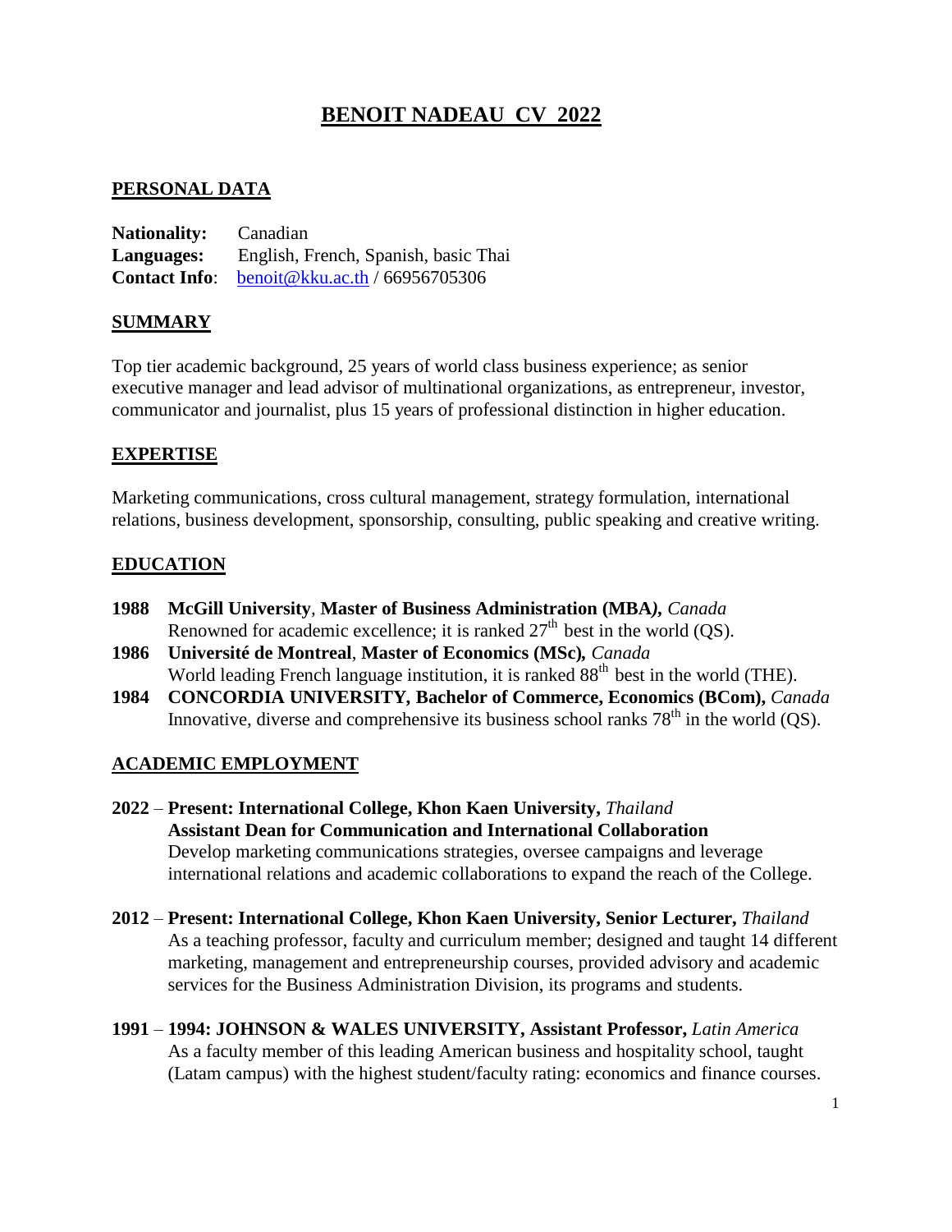# BENOIT NADEAU CV 2022

## PERSONAL DATA

**Nationality:** Canadian
**Languages:** English, French, Spanish, basic Thai
**Contact Info**: benoit@kku.ac.th / 66956705306

## SUMMARY

Top tier academic background, 25 years of world class business experience; as senior executive manager and lead advisor of multinational organizations, as entrepreneur, investor, communicator and journalist, plus 15 years of professional distinction in higher education.

## EXPERTISE

Marketing communications, cross cultural management, strategy formulation, international relations, business development, sponsorship, consulting, public speaking and creative writing.

## EDUCATION

**1988 McGill University**, **Master of Business Administration (MBA)**, *Canada*
Renowned for academic excellence; it is ranked 27th best in the world (QS).

**1986 Université de Montreal**, **Master of Economics (MSc)**, *Canada*
World leading French language institution, it is ranked 88th best in the world (THE).

**1984 CONCORDIA UNIVERSITY, Bachelor of Commerce, Economics (BCom)**, *Canada*
Innovative, diverse and comprehensive its business school ranks 78th in the world (QS).

## ACADEMIC EMPLOYMENT

**2022 – Present: International College, Khon Kaen University,** *Thailand*
**Assistant Dean for Communication and International Collaboration**
Develop marketing communications strategies, oversee campaigns and leverage international relations and academic collaborations to expand the reach of the College.

**2012 – Present: International College, Khon Kaen University, Senior Lecturer,** *Thailand*
As a teaching professor, faculty and curriculum member; designed and taught 14 different marketing, management and entrepreneurship courses, provided advisory and academic services for the Business Administration Division, its programs and students.

**1991 – 1994: JOHNSON & WALES UNIVERSITY, Assistant Professor,** *Latin America*
As a faculty member of this leading American business and hospitality school, taught (Latam campus) with the highest student/faculty rating: economics and finance courses.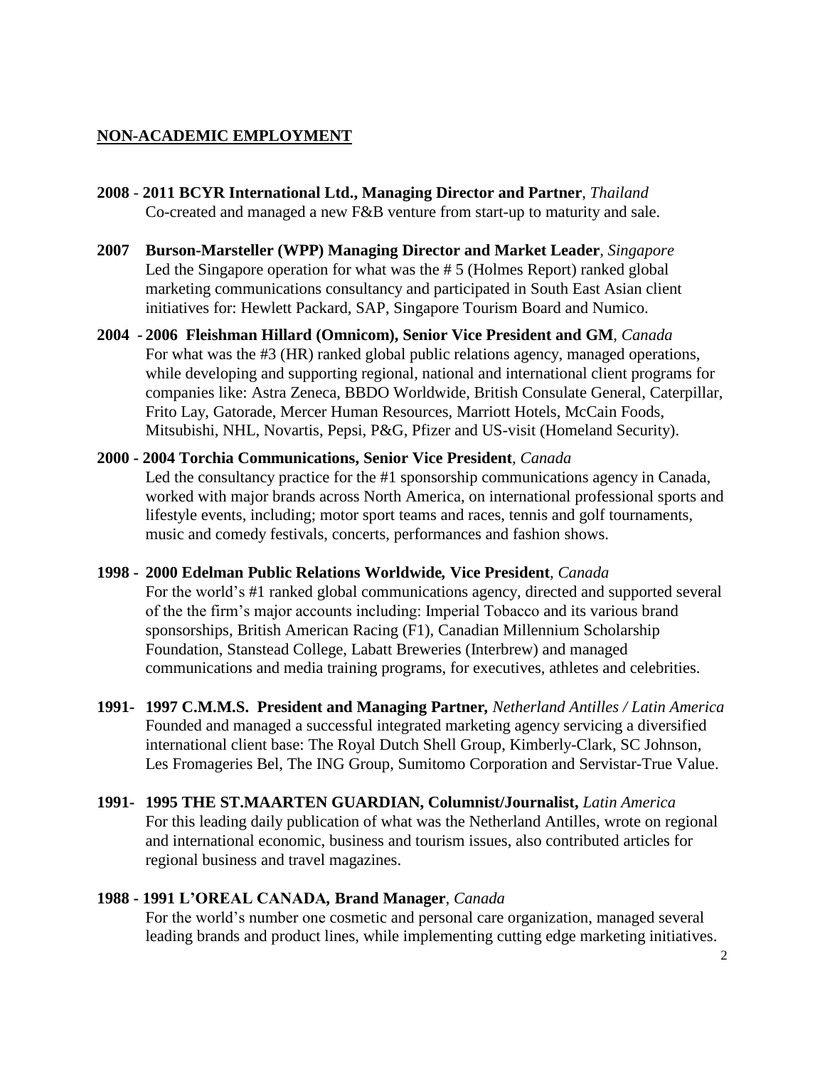## **NON-ACADEMIC EMPLOYMENT**

**2008 - 2011 BCYR International Ltd., Managing Director and Partner**, *Thailand*
Co-created and managed a new F&B venture from start-up to maturity and sale.

**2007 Burson-Marsteller (WPP) Managing Director and Market Leader**, *Singapore*
Led the Singapore operation for what was the # 5 (Holmes Report) ranked global marketing communications consultancy and participated in South East Asian client initiatives for: Hewlett Packard, SAP, Singapore Tourism Board and Numico.

**2004 - 2006 Fleishman Hillard (Omnicom), Senior Vice President and GM**, *Canada*
For what was the #3 (HR) ranked global public relations agency, managed operations, while developing and supporting regional, national and international client programs for companies like: Astra Zeneca, BBDO Worldwide, British Consulate General, Caterpillar, Frito Lay, Gatorade, Mercer Human Resources, Marriott Hotels, McCain Foods, Mitsubishi, NHL, Novartis, Pepsi, P&G, Pfizer and US-visit (Homeland Security).

**2000 - 2004 Torchia Communications, Senior Vice President**, *Canada*
Led the consultancy practice for the #1 sponsorship communications agency in Canada, worked with major brands across North America, on international professional sports and lifestyle events, including; motor sport teams and races, tennis and golf tournaments, music and comedy festivals, concerts, performances and fashion shows.

**1998 - 2000 Edelman Public Relations Worldwide, Vice President**, *Canada*
For the world's #1 ranked global communications agency, directed and supported several of the the firm's major accounts including: Imperial Tobacco and its various brand sponsorships, British American Racing (F1), Canadian Millennium Scholarship Foundation, Stanstead College, Labatt Breweries (Interbrew) and managed communications and media training programs, for executives, athletes and celebrities.

**1991- 1997 C.M.M.S. President and Managing Partner,** *Netherland Antilles / Latin America*
Founded and managed a successful integrated marketing agency servicing a diversified international client base: The Royal Dutch Shell Group, Kimberly-Clark, SC Johnson, Les Fromageries Bel, The ING Group, Sumitomo Corporation and Servistar-True Value.

**1991- 1995 THE ST.MAARTEN GUARDIAN, Columnist/Journalist,** *Latin America*
For this leading daily publication of what was the Netherland Antilles, wrote on regional and international economic, business and tourism issues, also contributed articles for regional business and travel magazines.

**1988 - 1991 L'OREAL CANADA, Brand Manager**, *Canada*
For the world's number one cosmetic and personal care organization, managed several leading brands and product lines, while implementing cutting edge marketing initiatives.